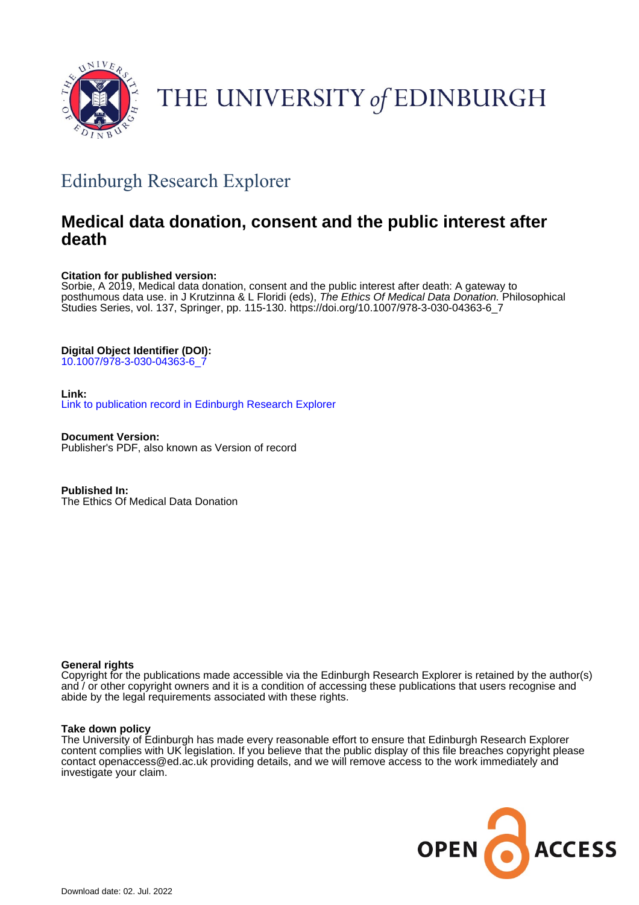THE UNIVERSITY *of* EDINBURGH

## Edinburgh Research Explorer

# Medical data donation, consent and the public interest after death

**Citation for published version:**
Sorbie, A 2019, Medical data donation, consent and the public interest after death: A gateway to posthumous data use. in J Krutzinna & L Floridi (eds), *The Ethics Of Medical Data Donation.* Philosophical Studies Series, vol. 137, Springer, pp. 115-130. https://doi.org/10.1007/978-3-030-04363-6_7

**Digital Object Identifier (DOI):**
10.1007/978-3-030-04363-6_7

**Link:**
Link to publication record in Edinburgh Research Explorer

**Document Version:**
Publisher's PDF, also known as Version of record

**Published In:**
The Ethics Of Medical Data Donation

**General rights**
Copyright for the publications made accessible via the Edinburgh Research Explorer is retained by the author(s) and / or other copyright owners and it is a condition of accessing these publications that users recognise and abide by the legal requirements associated with these rights.

**Take down policy**
The University of Edinburgh has made every reasonable effort to ensure that Edinburgh Research Explorer content complies with UK legislation. If you believe that the public display of this file breaches copyright please contact openaccess@ed.ac.uk providing details, and we will remove access to the work immediately and investigate your claim.

OPEN ACCESS

Download date: 02. Jul. 2022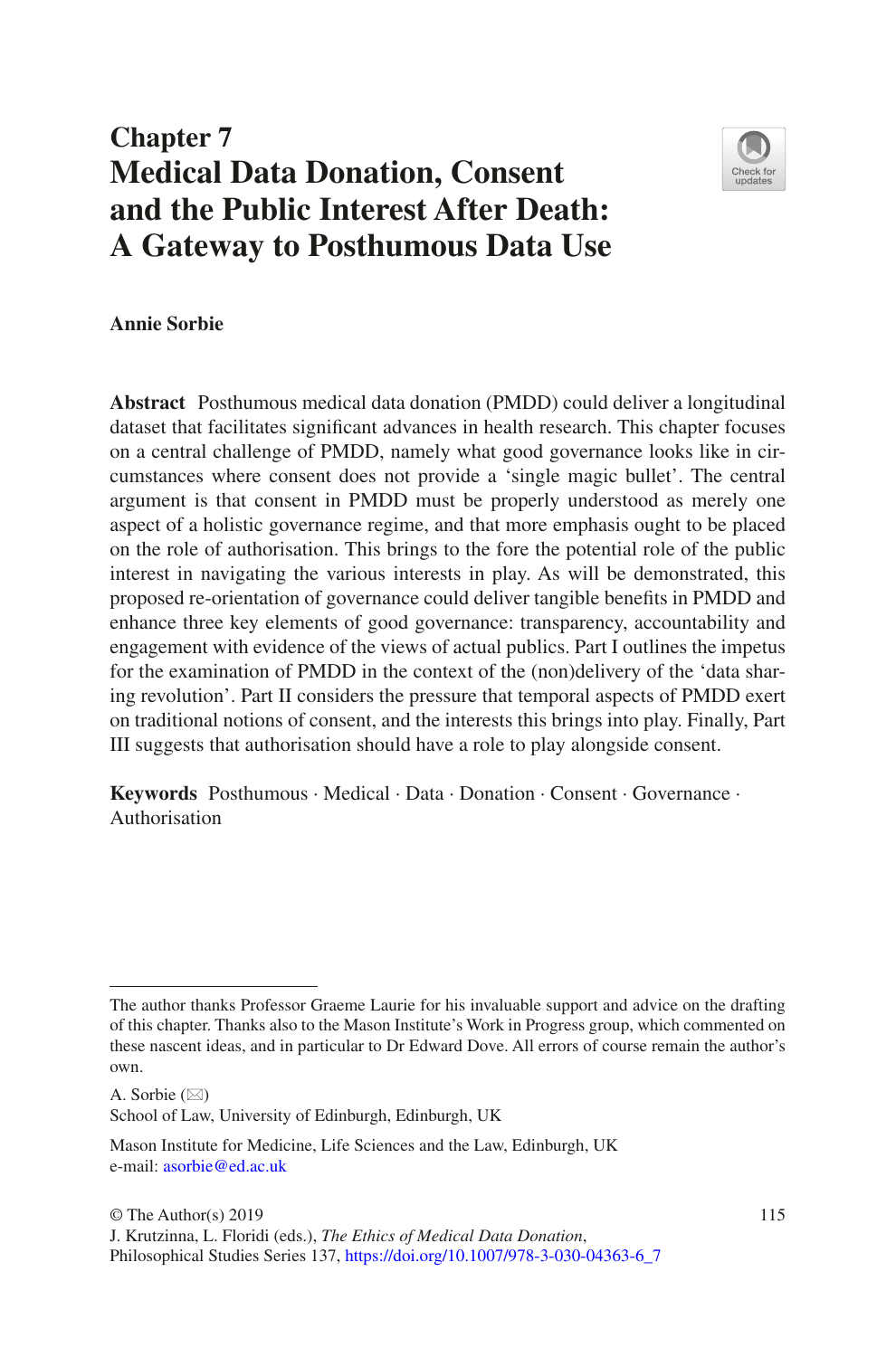# Chapter 7
# Medical Data Donation, Consent and the Public Interest After Death: A Gateway to Posthumous Data Use

**Annie Sorbie**

**Abstract** Posthumous medical data donation (PMDD) could deliver a longitudinal dataset that facilitates significant advances in health research. This chapter focuses on a central challenge of PMDD, namely what good governance looks like in circumstances where consent does not provide a 'single magic bullet'. The central argument is that consent in PMDD must be properly understood as merely one aspect of a holistic governance regime, and that more emphasis ought to be placed on the role of authorisation. This brings to the fore the potential role of the public interest in navigating the various interests in play. As will be demonstrated, this proposed re-orientation of governance could deliver tangible benefits in PMDD and enhance three key elements of good governance: transparency, accountability and engagement with evidence of the views of actual publics. Part I outlines the impetus for the examination of PMDD in the context of the (non)delivery of the 'data sharing revolution'. Part II considers the pressure that temporal aspects of PMDD exert on traditional notions of consent, and the interests this brings into play. Finally, Part III suggests that authorisation should have a role to play alongside consent.

**Keywords** Posthumous · Medical · Data · Donation · Consent · Governance · Authorisation

---

The author thanks Professor Graeme Laurie for his invaluable support and advice on the drafting of this chapter. Thanks also to the Mason Institute's Work in Progress group, which commented on these nascent ideas, and in particular to Dr Edward Dove. All errors of course remain the author's own.

A. Sorbie (✉)
School of Law, University of Edinburgh, Edinburgh, UK

Mason Institute for Medicine, Life Sciences and the Law, Edinburgh, UK
e-mail: asorbie@ed.ac.uk

© The Author(s) 2019
J. Krutzinna, L. Floridi (eds.), *The Ethics of Medical Data Donation*, Philosophical Studies Series 137, https://doi.org/10.1007/978-3-030-04363-6_7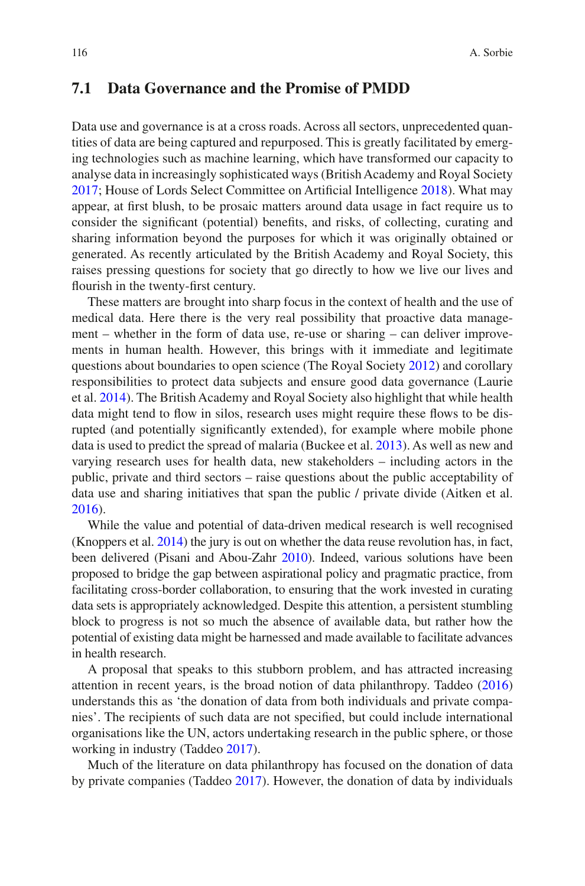## 7.1 Data Governance and the Promise of PMDD

Data use and governance is at a cross roads. Across all sectors, unprecedented quantities of data are being captured and repurposed. This is greatly facilitated by emerging technologies such as machine learning, which have transformed our capacity to analyse data in increasingly sophisticated ways (British Academy and Royal Society 2017; House of Lords Select Committee on Artificial Intelligence 2018). What may appear, at first blush, to be prosaic matters around data usage in fact require us to consider the significant (potential) benefits, and risks, of collecting, curating and sharing information beyond the purposes for which it was originally obtained or generated. As recently articulated by the British Academy and Royal Society, this raises pressing questions for society that go directly to how we live our lives and flourish in the twenty-first century.

These matters are brought into sharp focus in the context of health and the use of medical data. Here there is the very real possibility that proactive data management – whether in the form of data use, re-use or sharing – can deliver improvements in human health. However, this brings with it immediate and legitimate questions about boundaries to open science (The Royal Society 2012) and corollary responsibilities to protect data subjects and ensure good data governance (Laurie et al. 2014). The British Academy and Royal Society also highlight that while health data might tend to flow in silos, research uses might require these flows to be disrupted (and potentially significantly extended), for example where mobile phone data is used to predict the spread of malaria (Buckee et al. 2013). As well as new and varying research uses for health data, new stakeholders – including actors in the public, private and third sectors – raise questions about the public acceptability of data use and sharing initiatives that span the public / private divide (Aitken et al. 2016).

While the value and potential of data-driven medical research is well recognised (Knoppers et al. 2014) the jury is out on whether the data reuse revolution has, in fact, been delivered (Pisani and Abou-Zahr 2010). Indeed, various solutions have been proposed to bridge the gap between aspirational policy and pragmatic practice, from facilitating cross-border collaboration, to ensuring that the work invested in curating data sets is appropriately acknowledged. Despite this attention, a persistent stumbling block to progress is not so much the absence of available data, but rather how the potential of existing data might be harnessed and made available to facilitate advances in health research.

A proposal that speaks to this stubborn problem, and has attracted increasing attention in recent years, is the broad notion of data philanthropy. Taddeo (2016) understands this as 'the donation of data from both individuals and private companies'. The recipients of such data are not specified, but could include international organisations like the UN, actors undertaking research in the public sphere, or those working in industry (Taddeo 2017).

Much of the literature on data philanthropy has focused on the donation of data by private companies (Taddeo 2017). However, the donation of data by individuals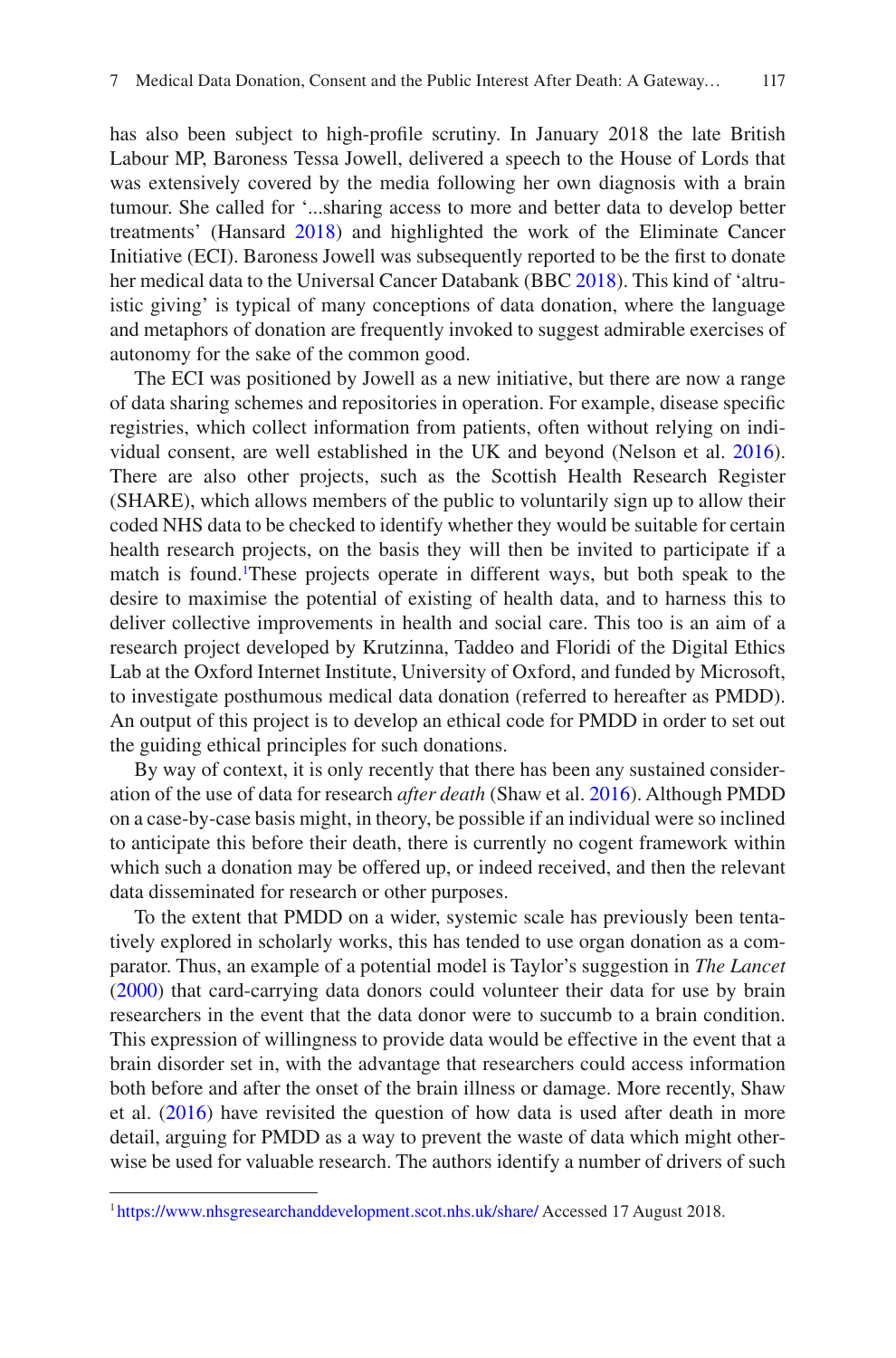has also been subject to high-profile scrutiny. In January 2018 the late British Labour MP, Baroness Tessa Jowell, delivered a speech to the House of Lords that was extensively covered by the media following her own diagnosis with a brain tumour. She called for '...sharing access to more and better data to develop better treatments' (Hansard 2018) and highlighted the work of the Eliminate Cancer Initiative (ECI). Baroness Jowell was subsequently reported to be the first to donate her medical data to the Universal Cancer Databank (BBC 2018). This kind of 'altruistic giving' is typical of many conceptions of data donation, where the language and metaphors of donation are frequently invoked to suggest admirable exercises of autonomy for the sake of the common good.

The ECI was positioned by Jowell as a new initiative, but there are now a range of data sharing schemes and repositories in operation. For example, disease specific registries, which collect information from patients, often without relying on individual consent, are well established in the UK and beyond (Nelson et al. 2016). There are also other projects, such as the Scottish Health Research Register (SHARE), which allows members of the public to voluntarily sign up to allow their coded NHS data to be checked to identify whether they would be suitable for certain health research projects, on the basis they will then be invited to participate if a match is found.[1] These projects operate in different ways, but both speak to the desire to maximise the potential of existing of health data, and to harness this to deliver collective improvements in health and social care. This too is an aim of a research project developed by Krutzinna, Taddeo and Floridi of the Digital Ethics Lab at the Oxford Internet Institute, University of Oxford, and funded by Microsoft, to investigate posthumous medical data donation (referred to hereafter as PMDD). An output of this project is to develop an ethical code for PMDD in order to set out the guiding ethical principles for such donations.

By way of context, it is only recently that there has been any sustained consideration of the use of data for research *after death* (Shaw et al. 2016). Although PMDD on a case-by-case basis might, in theory, be possible if an individual were so inclined to anticipate this before their death, there is currently no cogent framework within which such a donation may be offered up, or indeed received, and then the relevant data disseminated for research or other purposes.

To the extent that PMDD on a wider, systemic scale has previously been tentatively explored in scholarly works, this has tended to use organ donation as a comparator. Thus, an example of a potential model is Taylor's suggestion in *The Lancet* (2000) that card-carrying data donors could volunteer their data for use by brain researchers in the event that the data donor were to succumb to a brain condition. This expression of willingness to provide data would be effective in the event that a brain disorder set in, with the advantage that researchers could access information both before and after the onset of the brain illness or damage. More recently, Shaw et al. (2016) have revisited the question of how data is used after death in more detail, arguing for PMDD as a way to prevent the waste of data which might otherwise be used for valuable research. The authors identify a number of drivers of such

[1] https://www.nhsgresearchanddevelopment.scot.nhs.uk/share/ Accessed 17 August 2018.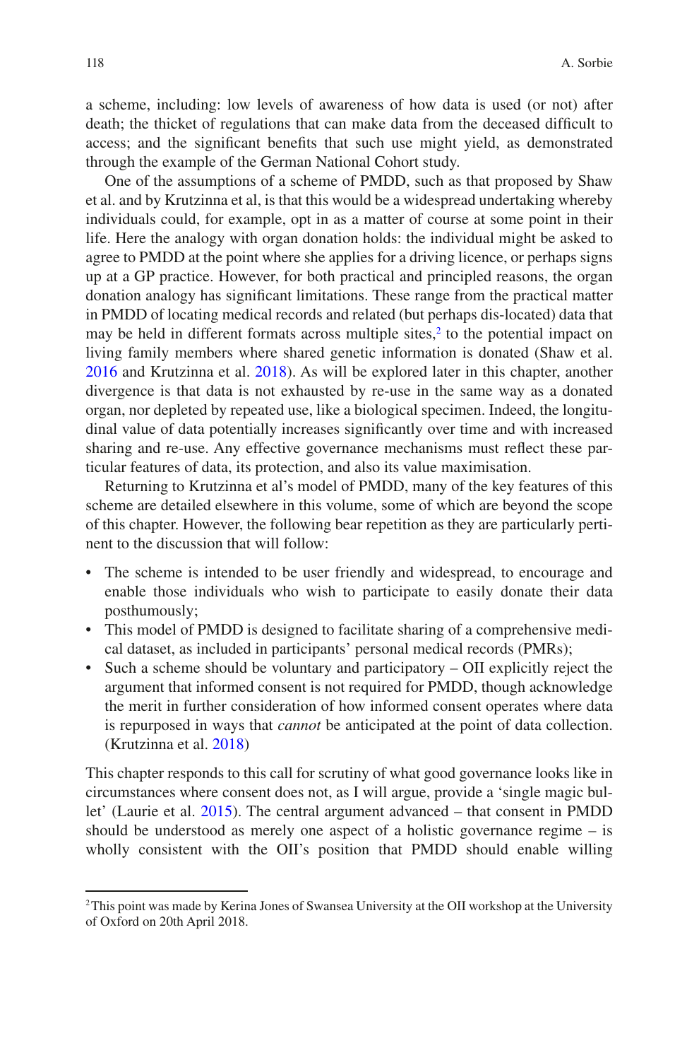a scheme, including: low levels of awareness of how data is used (or not) after death; the thicket of regulations that can make data from the deceased difficult to access; and the significant benefits that such use might yield, as demonstrated through the example of the German National Cohort study.

One of the assumptions of a scheme of PMDD, such as that proposed by Shaw et al. and by Krutzinna et al, is that this would be a widespread undertaking whereby individuals could, for example, opt in as a matter of course at some point in their life. Here the analogy with organ donation holds: the individual might be asked to agree to PMDD at the point where she applies for a driving licence, or perhaps signs up at a GP practice. However, for both practical and principled reasons, the organ donation analogy has significant limitations. These range from the practical matter in PMDD of locating medical records and related (but perhaps dis-located) data that may be held in different formats across multiple sites,[2] to the potential impact on living family members where shared genetic information is donated (Shaw et al. 2016 and Krutzinna et al. 2018). As will be explored later in this chapter, another divergence is that data is not exhausted by re-use in the same way as a donated organ, nor depleted by repeated use, like a biological specimen. Indeed, the longitudinal value of data potentially increases significantly over time and with increased sharing and re-use. Any effective governance mechanisms must reflect these particular features of data, its protection, and also its value maximisation.

Returning to Krutzinna et al's model of PMDD, many of the key features of this scheme are detailed elsewhere in this volume, some of which are beyond the scope of this chapter. However, the following bear repetition as they are particularly pertinent to the discussion that will follow:

- The scheme is intended to be user friendly and widespread, to encourage and enable those individuals who wish to participate to easily donate their data posthumously;
- This model of PMDD is designed to facilitate sharing of a comprehensive medical dataset, as included in participants' personal medical records (PMRs);
- Such a scheme should be voluntary and participatory – OII explicitly reject the argument that informed consent is not required for PMDD, though acknowledge the merit in further consideration of how informed consent operates where data is repurposed in ways that *cannot* be anticipated at the point of data collection. (Krutzinna et al. 2018)

This chapter responds to this call for scrutiny of what good governance looks like in circumstances where consent does not, as I will argue, provide a 'single magic bullet' (Laurie et al. 2015). The central argument advanced – that consent in PMDD should be understood as merely one aspect of a holistic governance regime – is wholly consistent with the OII's position that PMDD should enable willing

[2] This point was made by Kerina Jones of Swansea University at the OII workshop at the University of Oxford on 20th April 2018.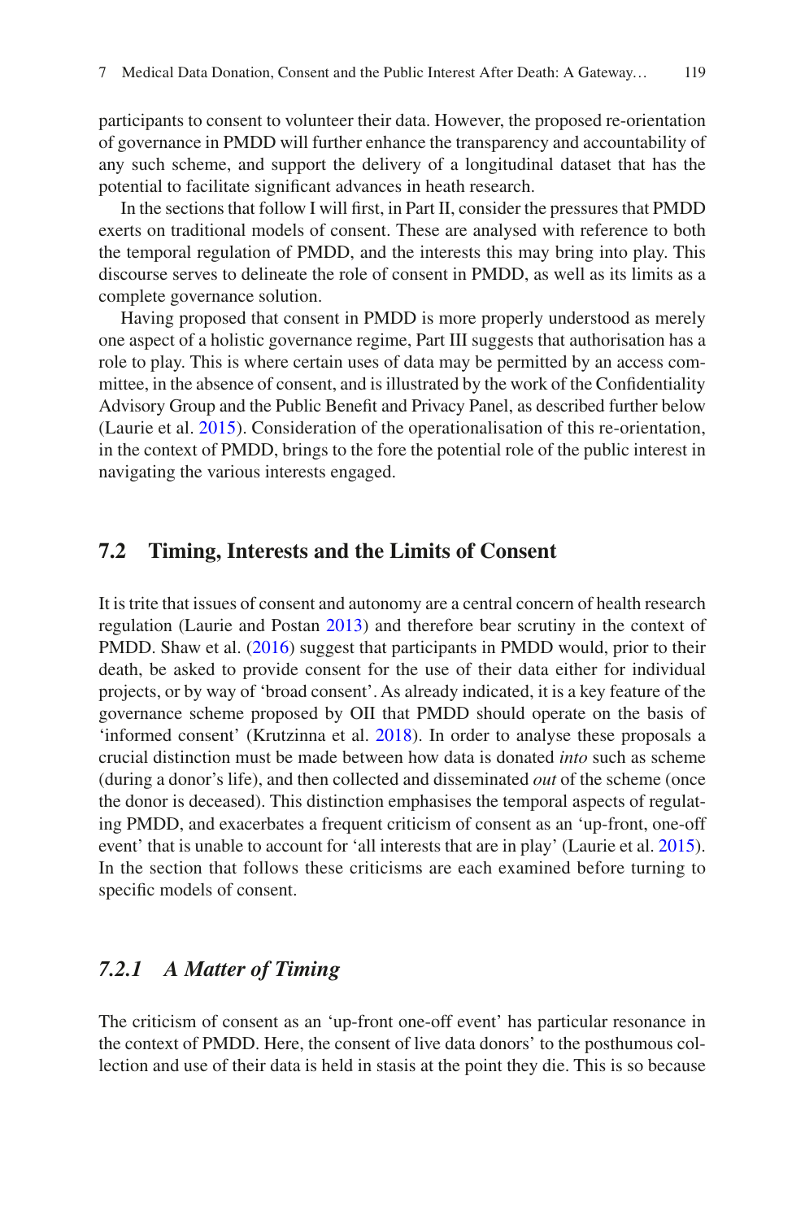participants to consent to volunteer their data. However, the proposed re-orientation of governance in PMDD will further enhance the transparency and accountability of any such scheme, and support the delivery of a longitudinal dataset that has the potential to facilitate significant advances in heath research.

In the sections that follow I will first, in Part II, consider the pressures that PMDD exerts on traditional models of consent. These are analysed with reference to both the temporal regulation of PMDD, and the interests this may bring into play. This discourse serves to delineate the role of consent in PMDD, as well as its limits as a complete governance solution.

Having proposed that consent in PMDD is more properly understood as merely one aspect of a holistic governance regime, Part III suggests that authorisation has a role to play. This is where certain uses of data may be permitted by an access committee, in the absence of consent, and is illustrated by the work of the Confidentiality Advisory Group and the Public Benefit and Privacy Panel, as described further below (Laurie et al. 2015). Consideration of the operationalisation of this re-orientation, in the context of PMDD, brings to the fore the potential role of the public interest in navigating the various interests engaged.

## 7.2 Timing, Interests and the Limits of Consent

It is trite that issues of consent and autonomy are a central concern of health research regulation (Laurie and Postan 2013) and therefore bear scrutiny in the context of PMDD. Shaw et al. (2016) suggest that participants in PMDD would, prior to their death, be asked to provide consent for the use of their data either for individual projects, or by way of 'broad consent'. As already indicated, it is a key feature of the governance scheme proposed by OII that PMDD should operate on the basis of 'informed consent' (Krutzinna et al. 2018). In order to analyse these proposals a crucial distinction must be made between how data is donated *into* such as scheme (during a donor's life), and then collected and disseminated *out* of the scheme (once the donor is deceased). This distinction emphasises the temporal aspects of regulating PMDD, and exacerbates a frequent criticism of consent as an 'up-front, one-off event' that is unable to account for 'all interests that are in play' (Laurie et al. 2015). In the section that follows these criticisms are each examined before turning to specific models of consent.

### *7.2.1 A Matter of Timing*

The criticism of consent as an 'up-front one-off event' has particular resonance in the context of PMDD. Here, the consent of live data donors' to the posthumous collection and use of their data is held in stasis at the point they die. This is so because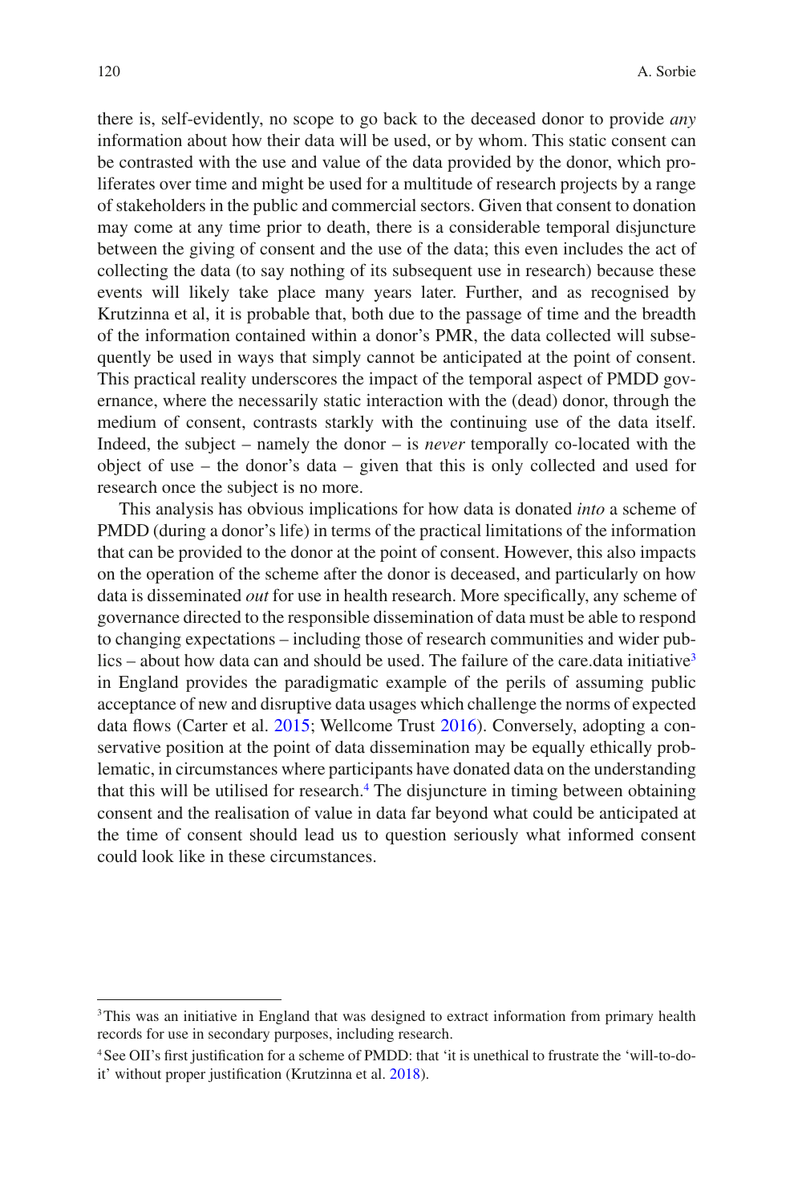there is, self-evidently, no scope to go back to the deceased donor to provide *any* information about how their data will be used, or by whom. This static consent can be contrasted with the use and value of the data provided by the donor, which proliferates over time and might be used for a multitude of research projects by a range of stakeholders in the public and commercial sectors. Given that consent to donation may come at any time prior to death, there is a considerable temporal disjuncture between the giving of consent and the use of the data; this even includes the act of collecting the data (to say nothing of its subsequent use in research) because these events will likely take place many years later. Further, and as recognised by Krutzinna et al, it is probable that, both due to the passage of time and the breadth of the information contained within a donor's PMR, the data collected will subsequently be used in ways that simply cannot be anticipated at the point of consent. This practical reality underscores the impact of the temporal aspect of PMDD governance, where the necessarily static interaction with the (dead) donor, through the medium of consent, contrasts starkly with the continuing use of the data itself. Indeed, the subject – namely the donor – is *never* temporally co-located with the object of use – the donor's data – given that this is only collected and used for research once the subject is no more.

This analysis has obvious implications for how data is donated *into* a scheme of PMDD (during a donor's life) in terms of the practical limitations of the information that can be provided to the donor at the point of consent. However, this also impacts on the operation of the scheme after the donor is deceased, and particularly on how data is disseminated *out* for use in health research. More specifically, any scheme of governance directed to the responsible dissemination of data must be able to respond to changing expectations – including those of research communities and wider publics – about how data can and should be used. The failure of the care.data initiative[3] in England provides the paradigmatic example of the perils of assuming public acceptance of new and disruptive data usages which challenge the norms of expected data flows (Carter et al. 2015; Wellcome Trust 2016). Conversely, adopting a conservative position at the point of data dissemination may be equally ethically problematic, in circumstances where participants have donated data on the understanding that this will be utilised for research.[4] The disjuncture in timing between obtaining consent and the realisation of value in data far beyond what could be anticipated at the time of consent should lead us to question seriously what informed consent could look like in these circumstances.

[3] This was an initiative in England that was designed to extract information from primary health records for use in secondary purposes, including research.

[4] See OII's first justification for a scheme of PMDD: that 'it is unethical to frustrate the 'will-to-do-it' without proper justification (Krutzinna et al. 2018).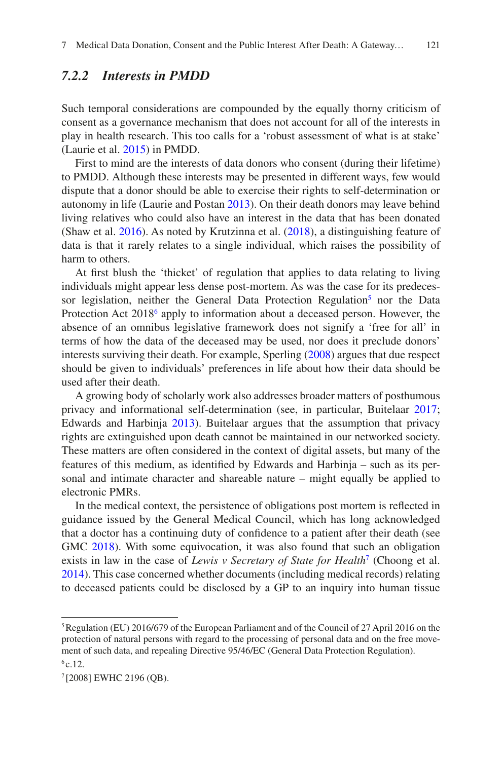### 7.2.2 Interests in PMDD

Such temporal considerations are compounded by the equally thorny criticism of consent as a governance mechanism that does not account for all of the interests in play in health research. This too calls for a 'robust assessment of what is at stake' (Laurie et al. 2015) in PMDD.

First to mind are the interests of data donors who consent (during their lifetime) to PMDD. Although these interests may be presented in different ways, few would dispute that a donor should be able to exercise their rights to self-determination or autonomy in life (Laurie and Postan 2013). On their death donors may leave behind living relatives who could also have an interest in the data that has been donated (Shaw et al. 2016). As noted by Krutzinna et al. (2018), a distinguishing feature of data is that it rarely relates to a single individual, which raises the possibility of harm to others.

At first blush the 'thicket' of regulation that applies to data relating to living individuals might appear less dense post-mortem. As was the case for its predecessor legislation, neither the General Data Protection Regulation[5] nor the Data Protection Act 2018[6] apply to information about a deceased person. However, the absence of an omnibus legislative framework does not signify a 'free for all' in terms of how the data of the deceased may be used, nor does it preclude donors' interests surviving their death. For example, Sperling (2008) argues that due respect should be given to individuals' preferences in life about how their data should be used after their death.

A growing body of scholarly work also addresses broader matters of posthumous privacy and informational self-determination (see, in particular, Buitelaar 2017; Edwards and Harbinja 2013). Buitelaar argues that the assumption that privacy rights are extinguished upon death cannot be maintained in our networked society. These matters are often considered in the context of digital assets, but many of the features of this medium, as identified by Edwards and Harbinja – such as its personal and intimate character and shareable nature – might equally be applied to electronic PMRs.

In the medical context, the persistence of obligations post mortem is reflected in guidance issued by the General Medical Council, which has long acknowledged that a doctor has a continuing duty of confidence to a patient after their death (see GMC 2018). With some equivocation, it was also found that such an obligation exists in law in the case of *Lewis v Secretary of State for Health*[7] (Choong et al. 2014). This case concerned whether documents (including medical records) relating to deceased patients could be disclosed by a GP to an inquiry into human tissue

---

[5] Regulation (EU) 2016/679 of the European Parliament and of the Council of 27 April 2016 on the protection of natural persons with regard to the processing of personal data and on the free movement of such data, and repealing Directive 95/46/EC (General Data Protection Regulation).

[6] c.12.

[7] [2008] EWHC 2196 (QB).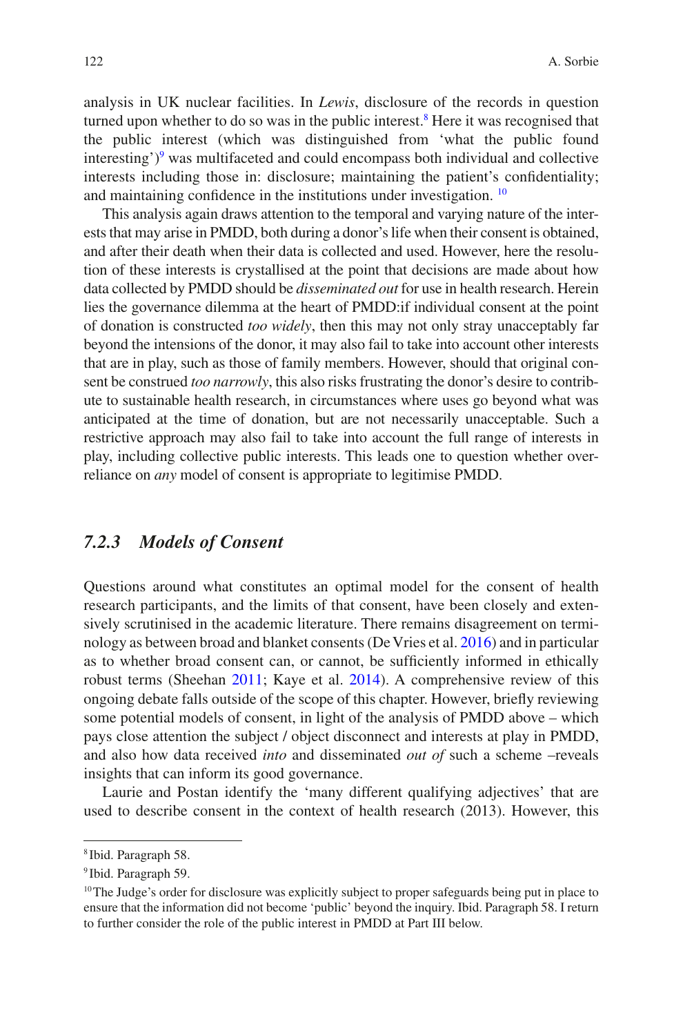analysis in UK nuclear facilities. In *Lewis*, disclosure of the records in question turned upon whether to do so was in the public interest.[8] Here it was recognised that the public interest (which was distinguished from 'what the public found interesting')[9] was multifaceted and could encompass both individual and collective interests including those in: disclosure; maintaining the patient's confidentiality; and maintaining confidence in the institutions under investigation. [10]

This analysis again draws attention to the temporal and varying nature of the interests that may arise in PMDD, both during a donor's life when their consent is obtained, and after their death when their data is collected and used. However, here the resolution of these interests is crystallised at the point that decisions are made about how data collected by PMDD should be *disseminated out* for use in health research. Herein lies the governance dilemma at the heart of PMDD:if individual consent at the point of donation is constructed *too widely*, then this may not only stray unacceptably far beyond the intensions of the donor, it may also fail to take into account other interests that are in play, such as those of family members. However, should that original consent be construed *too narrowly*, this also risks frustrating the donor's desire to contribute to sustainable health research, in circumstances where uses go beyond what was anticipated at the time of donation, but are not necessarily unacceptable. Such a restrictive approach may also fail to take into account the full range of interests in play, including collective public interests. This leads one to question whether over-reliance on *any* model of consent is appropriate to legitimise PMDD.

### *7.2.3 Models of Consent*

Questions around what constitutes an optimal model for the consent of health research participants, and the limits of that consent, have been closely and extensively scrutinised in the academic literature. There remains disagreement on terminology as between broad and blanket consents (De Vries et al. 2016) and in particular as to whether broad consent can, or cannot, be sufficiently informed in ethically robust terms (Sheehan 2011; Kaye et al. 2014). A comprehensive review of this ongoing debate falls outside of the scope of this chapter. However, briefly reviewing some potential models of consent, in light of the analysis of PMDD above – which pays close attention the subject / object disconnect and interests at play in PMDD, and also how data received *into* and disseminated *out of* such a scheme –reveals insights that can inform its good governance.

Laurie and Postan identify the 'many different qualifying adjectives' that are used to describe consent in the context of health research (2013). However, this

---

[8] Ibid. Paragraph 58.

[9] Ibid. Paragraph 59.

[10] The Judge's order for disclosure was explicitly subject to proper safeguards being put in place to ensure that the information did not become 'public' beyond the inquiry. Ibid. Paragraph 58. I return to further consider the role of the public interest in PMDD at Part III below.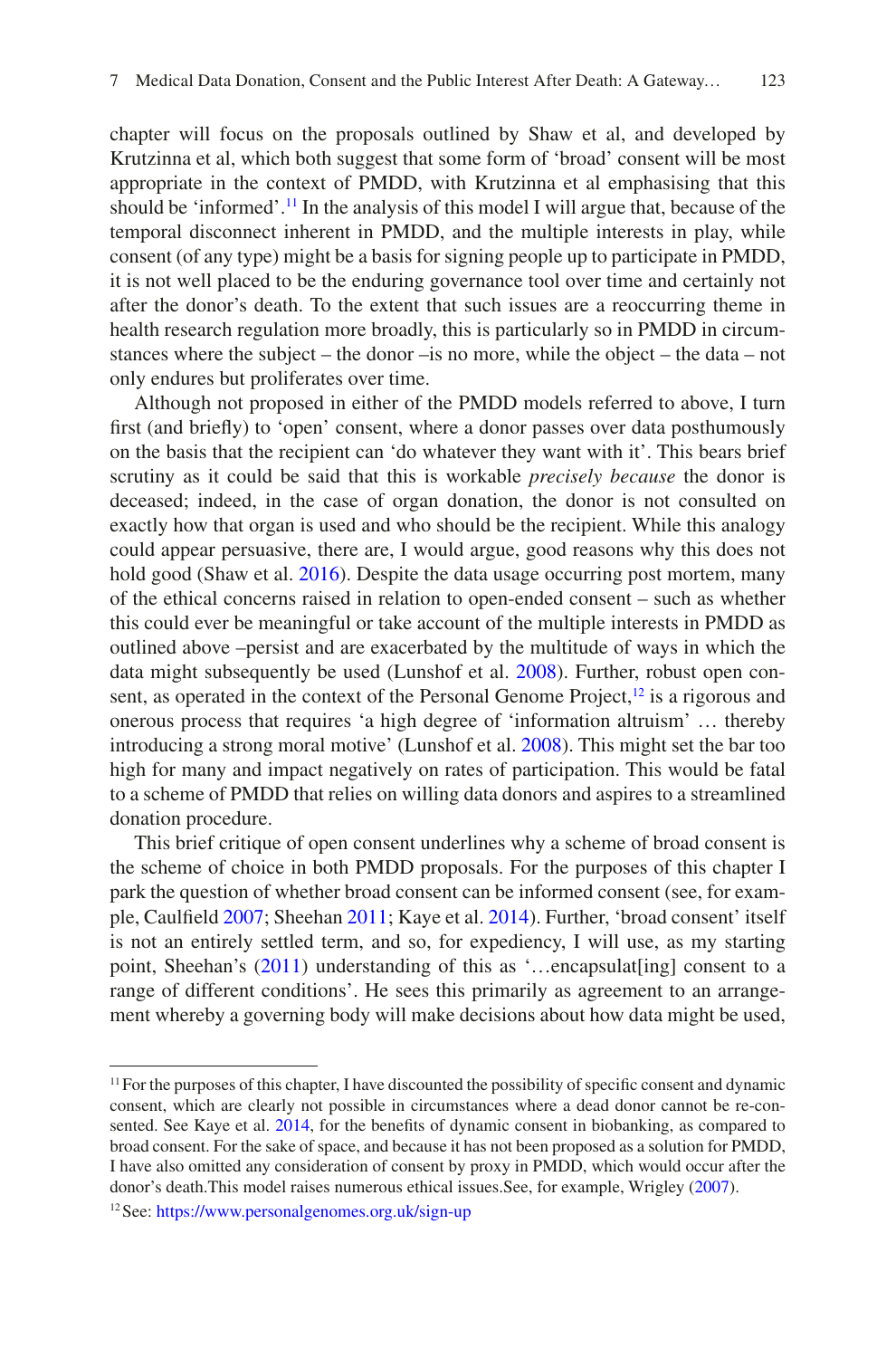chapter will focus on the proposals outlined by Shaw et al, and developed by Krutzinna et al, which both suggest that some form of 'broad' consent will be most appropriate in the context of PMDD, with Krutzinna et al emphasising that this should be 'informed'.[11] In the analysis of this model I will argue that, because of the temporal disconnect inherent in PMDD, and the multiple interests in play, while consent (of any type) might be a basis for signing people up to participate in PMDD, it is not well placed to be the enduring governance tool over time and certainly not after the donor's death. To the extent that such issues are a reoccurring theme in health research regulation more broadly, this is particularly so in PMDD in circumstances where the subject – the donor –is no more, while the object – the data – not only endures but proliferates over time.

Although not proposed in either of the PMDD models referred to above, I turn first (and briefly) to 'open' consent, where a donor passes over data posthumously on the basis that the recipient can 'do whatever they want with it'. This bears brief scrutiny as it could be said that this is workable *precisely because* the donor is deceased; indeed, in the case of organ donation, the donor is not consulted on exactly how that organ is used and who should be the recipient. While this analogy could appear persuasive, there are, I would argue, good reasons why this does not hold good (Shaw et al. 2016). Despite the data usage occurring post mortem, many of the ethical concerns raised in relation to open-ended consent – such as whether this could ever be meaningful or take account of the multiple interests in PMDD as outlined above –persist and are exacerbated by the multitude of ways in which the data might subsequently be used (Lunshof et al. 2008). Further, robust open consent, as operated in the context of the Personal Genome Project,[12] is a rigorous and onerous process that requires 'a high degree of 'information altruism' … thereby introducing a strong moral motive' (Lunshof et al. 2008). This might set the bar too high for many and impact negatively on rates of participation. This would be fatal to a scheme of PMDD that relies on willing data donors and aspires to a streamlined donation procedure.

This brief critique of open consent underlines why a scheme of broad consent is the scheme of choice in both PMDD proposals. For the purposes of this chapter I park the question of whether broad consent can be informed consent (see, for example, Caulfield 2007; Sheehan 2011; Kaye et al. 2014). Further, 'broad consent' itself is not an entirely settled term, and so, for expediency, I will use, as my starting point, Sheehan's (2011) understanding of this as '…encapsulat[ing] consent to a range of different conditions'. He sees this primarily as agreement to an arrangement whereby a governing body will make decisions about how data might be used,

---

[11] For the purposes of this chapter, I have discounted the possibility of specific consent and dynamic consent, which are clearly not possible in circumstances where a dead donor cannot be re-consented. See Kaye et al. 2014, for the benefits of dynamic consent in biobanking, as compared to broad consent. For the sake of space, and because it has not been proposed as a solution for PMDD, I have also omitted any consideration of consent by proxy in PMDD, which would occur after the donor's death.This model raises numerous ethical issues.See, for example, Wrigley (2007).

[12] See: https://www.personalgenomes.org.uk/sign-up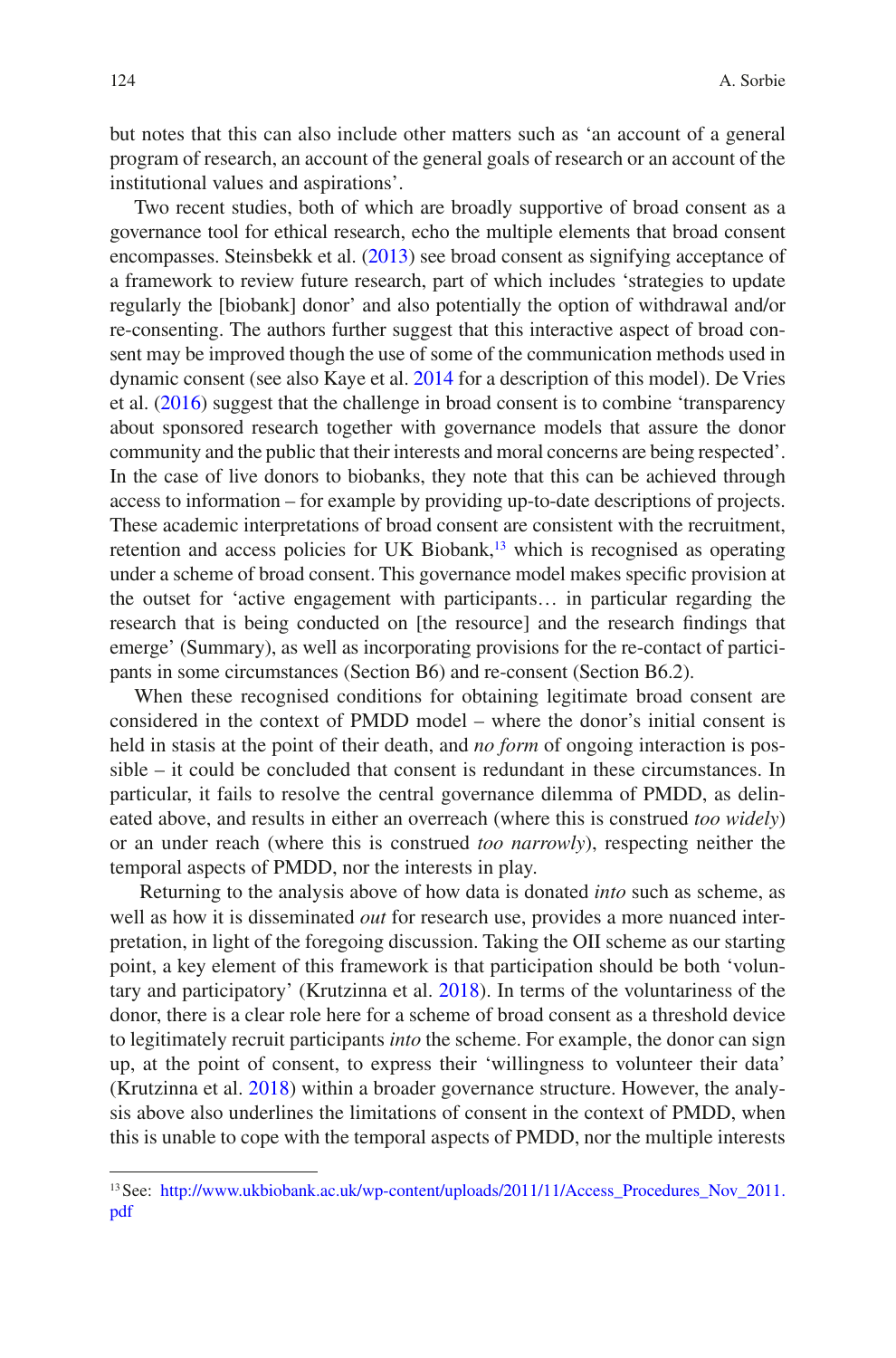but notes that this can also include other matters such as 'an account of a general program of research, an account of the general goals of research or an account of the institutional values and aspirations'.

Two recent studies, both of which are broadly supportive of broad consent as a governance tool for ethical research, echo the multiple elements that broad consent encompasses. Steinsbekk et al. (2013) see broad consent as signifying acceptance of a framework to review future research, part of which includes 'strategies to update regularly the [biobank] donor' and also potentially the option of withdrawal and/or re-consenting. The authors further suggest that this interactive aspect of broad consent may be improved though the use of some of the communication methods used in dynamic consent (see also Kaye et al. 2014 for a description of this model). De Vries et al. (2016) suggest that the challenge in broad consent is to combine 'transparency about sponsored research together with governance models that assure the donor community and the public that their interests and moral concerns are being respected'. In the case of live donors to biobanks, they note that this can be achieved through access to information – for example by providing up-to-date descriptions of projects. These academic interpretations of broad consent are consistent with the recruitment, retention and access policies for UK Biobank,[13] which is recognised as operating under a scheme of broad consent. This governance model makes specific provision at the outset for 'active engagement with participants… in particular regarding the research that is being conducted on [the resource] and the research findings that emerge' (Summary), as well as incorporating provisions for the re-contact of participants in some circumstances (Section B6) and re-consent (Section B6.2).

When these recognised conditions for obtaining legitimate broad consent are considered in the context of PMDD model – where the donor's initial consent is held in stasis at the point of their death, and *no form* of ongoing interaction is possible – it could be concluded that consent is redundant in these circumstances. In particular, it fails to resolve the central governance dilemma of PMDD, as delineated above, and results in either an overreach (where this is construed *too widely*) or an under reach (where this is construed *too narrowly*), respecting neither the temporal aspects of PMDD, nor the interests in play.

Returning to the analysis above of how data is donated *into* such as scheme, as well as how it is disseminated *out* for research use, provides a more nuanced interpretation, in light of the foregoing discussion. Taking the OII scheme as our starting point, a key element of this framework is that participation should be both 'voluntary and participatory' (Krutzinna et al. 2018). In terms of the voluntariness of the donor, there is a clear role here for a scheme of broad consent as a threshold device to legitimately recruit participants *into* the scheme. For example, the donor can sign up, at the point of consent, to express their 'willingness to volunteer their data' (Krutzinna et al. 2018) within a broader governance structure. However, the analysis above also underlines the limitations of consent in the context of PMDD, when this is unable to cope with the temporal aspects of PMDD, nor the multiple interests

---

[13] See: http://www.ukbiobank.ac.uk/wp-content/uploads/2011/11/Access_Procedures_Nov_2011.pdf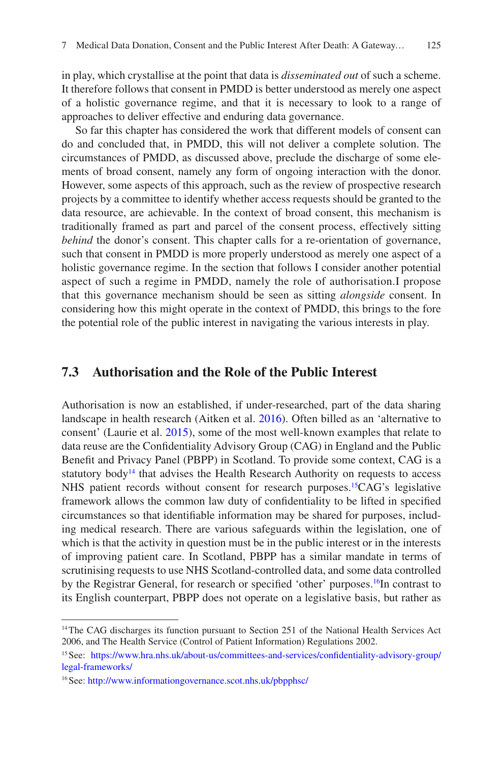in play, which crystallise at the point that data is *disseminated out* of such a scheme. It therefore follows that consent in PMDD is better understood as merely one aspect of a holistic governance regime, and that it is necessary to look to a range of approaches to deliver effective and enduring data governance.

So far this chapter has considered the work that different models of consent can do and concluded that, in PMDD, this will not deliver a complete solution. The circumstances of PMDD, as discussed above, preclude the discharge of some elements of broad consent, namely any form of ongoing interaction with the donor. However, some aspects of this approach, such as the review of prospective research projects by a committee to identify whether access requests should be granted to the data resource, are achievable. In the context of broad consent, this mechanism is traditionally framed as part and parcel of the consent process, effectively sitting *behind* the donor's consent. This chapter calls for a re-orientation of governance, such that consent in PMDD is more properly understood as merely one aspect of a holistic governance regime. In the section that follows I consider another potential aspect of such a regime in PMDD, namely the role of authorisation.I propose that this governance mechanism should be seen as sitting *alongside* consent. In considering how this might operate in the context of PMDD, this brings to the fore the potential role of the public interest in navigating the various interests in play.

## 7.3 Authorisation and the Role of the Public Interest

Authorisation is now an established, if under-researched, part of the data sharing landscape in health research (Aitken et al. 2016). Often billed as an 'alternative to consent' (Laurie et al. 2015), some of the most well-known examples that relate to data reuse are the Confidentiality Advisory Group (CAG) in England and the Public Benefit and Privacy Panel (PBPP) in Scotland. To provide some context, CAG is a statutory body[14] that advises the Health Research Authority on requests to access NHS patient records without consent for research purposes.[15]CAG's legislative framework allows the common law duty of confidentiality to be lifted in specified circumstances so that identifiable information may be shared for purposes, including medical research. There are various safeguards within the legislation, one of which is that the activity in question must be in the public interest or in the interests of improving patient care. In Scotland, PBPP has a similar mandate in terms of scrutinising requests to use NHS Scotland-controlled data, and some data controlled by the Registrar General, for research or specified 'other' purposes.[16]In contrast to its English counterpart, PBPP does not operate on a legislative basis, but rather as

[14] The CAG discharges its function pursuant to Section 251 of the National Health Services Act 2006, and The Health Service (Control of Patient Information) Regulations 2002.

[15] See: https://www.hra.nhs.uk/about-us/committees-and-services/confidentiality-advisory-group/legal-frameworks/

[16] See: http://www.informationgovernance.scot.nhs.uk/pbpphsc/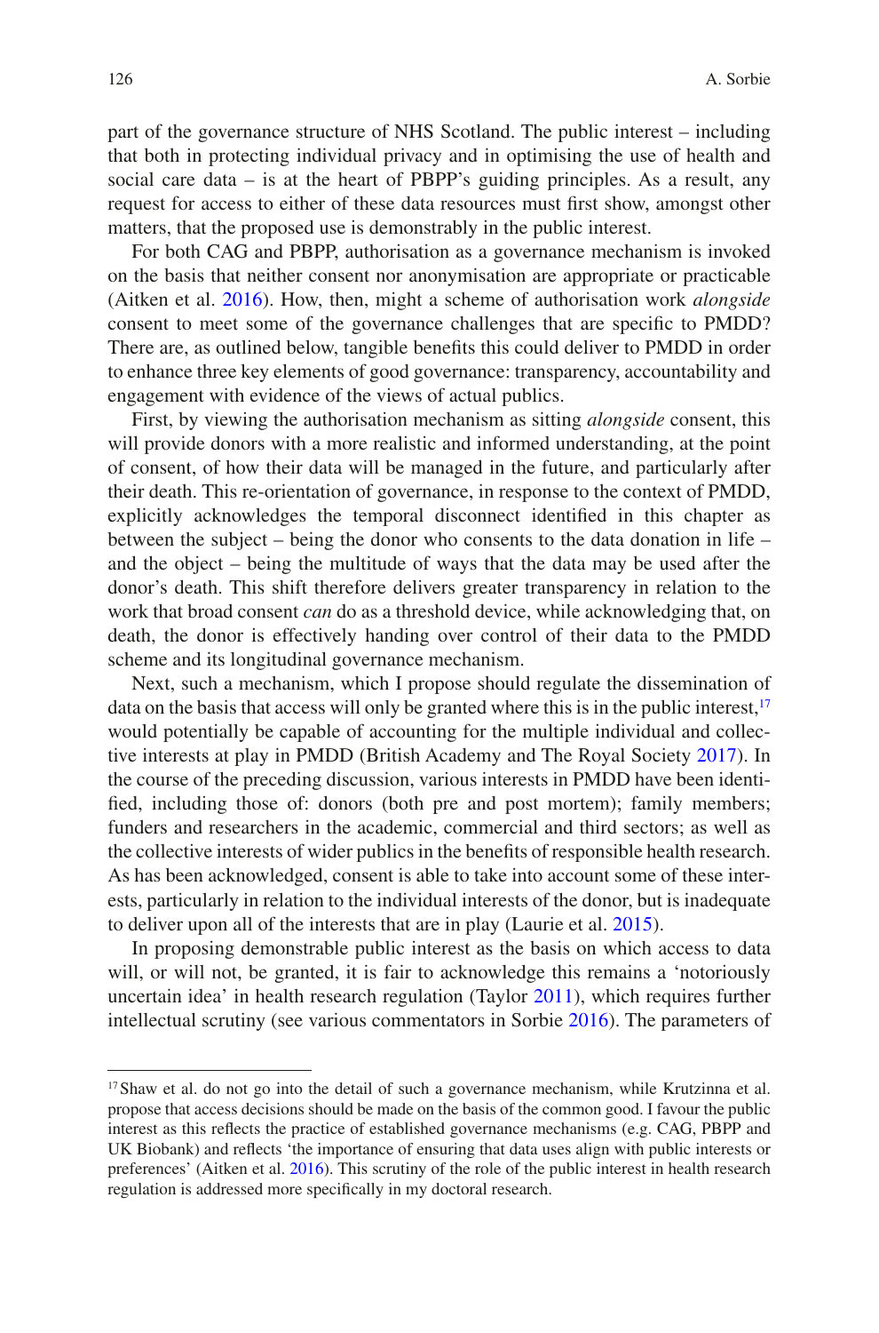part of the governance structure of NHS Scotland. The public interest – including that both in protecting individual privacy and in optimising the use of health and social care data – is at the heart of PBPP's guiding principles. As a result, any request for access to either of these data resources must first show, amongst other matters, that the proposed use is demonstrably in the public interest.

For both CAG and PBPP, authorisation as a governance mechanism is invoked on the basis that neither consent nor anonymisation are appropriate or practicable (Aitken et al. 2016). How, then, might a scheme of authorisation work *alongside* consent to meet some of the governance challenges that are specific to PMDD? There are, as outlined below, tangible benefits this could deliver to PMDD in order to enhance three key elements of good governance: transparency, accountability and engagement with evidence of the views of actual publics.

First, by viewing the authorisation mechanism as sitting *alongside* consent, this will provide donors with a more realistic and informed understanding, at the point of consent, of how their data will be managed in the future, and particularly after their death. This re-orientation of governance, in response to the context of PMDD, explicitly acknowledges the temporal disconnect identified in this chapter as between the subject – being the donor who consents to the data donation in life – and the object – being the multitude of ways that the data may be used after the donor's death. This shift therefore delivers greater transparency in relation to the work that broad consent *can* do as a threshold device, while acknowledging that, on death, the donor is effectively handing over control of their data to the PMDD scheme and its longitudinal governance mechanism.

Next, such a mechanism, which I propose should regulate the dissemination of data on the basis that access will only be granted where this is in the public interest,[17] would potentially be capable of accounting for the multiple individual and collective interests at play in PMDD (British Academy and The Royal Society 2017). In the course of the preceding discussion, various interests in PMDD have been identified, including those of: donors (both pre and post mortem); family members; funders and researchers in the academic, commercial and third sectors; as well as the collective interests of wider publics in the benefits of responsible health research. As has been acknowledged, consent is able to take into account some of these interests, particularly in relation to the individual interests of the donor, but is inadequate to deliver upon all of the interests that are in play (Laurie et al. 2015).

In proposing demonstrable public interest as the basis on which access to data will, or will not, be granted, it is fair to acknowledge this remains a 'notoriously uncertain idea' in health research regulation (Taylor 2011), which requires further intellectual scrutiny (see various commentators in Sorbie 2016). The parameters of

---

[17] Shaw et al. do not go into the detail of such a governance mechanism, while Krutzinna et al. propose that access decisions should be made on the basis of the common good. I favour the public interest as this reflects the practice of established governance mechanisms (e.g. CAG, PBPP and UK Biobank) and reflects 'the importance of ensuring that data uses align with public interests or preferences' (Aitken et al. 2016). This scrutiny of the role of the public interest in health research regulation is addressed more specifically in my doctoral research.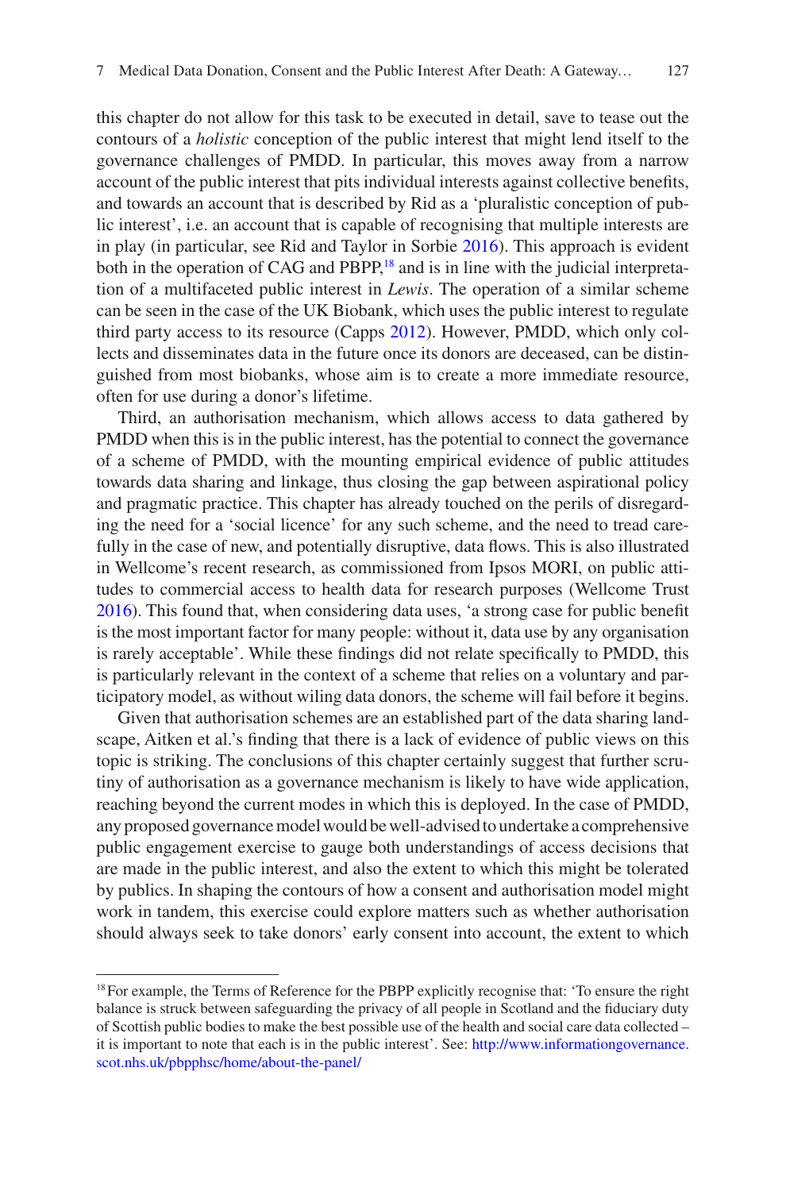this chapter do not allow for this task to be executed in detail, save to tease out the contours of a *holistic* conception of the public interest that might lend itself to the governance challenges of PMDD. In particular, this moves away from a narrow account of the public interest that pits individual interests against collective benefits, and towards an account that is described by Rid as a 'pluralistic conception of public interest', i.e. an account that is capable of recognising that multiple interests are in play (in particular, see Rid and Taylor in Sorbie 2016). This approach is evident both in the operation of CAG and PBPP,[18] and is in line with the judicial interpretation of a multifaceted public interest in *Lewis*. The operation of a similar scheme can be seen in the case of the UK Biobank, which uses the public interest to regulate third party access to its resource (Capps 2012). However, PMDD, which only collects and disseminates data in the future once its donors are deceased, can be distinguished from most biobanks, whose aim is to create a more immediate resource, often for use during a donor's lifetime.

Third, an authorisation mechanism, which allows access to data gathered by PMDD when this is in the public interest, has the potential to connect the governance of a scheme of PMDD, with the mounting empirical evidence of public attitudes towards data sharing and linkage, thus closing the gap between aspirational policy and pragmatic practice. This chapter has already touched on the perils of disregarding the need for a 'social licence' for any such scheme, and the need to tread carefully in the case of new, and potentially disruptive, data flows. This is also illustrated in Wellcome's recent research, as commissioned from Ipsos MORI, on public attitudes to commercial access to health data for research purposes (Wellcome Trust 2016). This found that, when considering data uses, 'a strong case for public benefit is the most important factor for many people: without it, data use by any organisation is rarely acceptable'. While these findings did not relate specifically to PMDD, this is particularly relevant in the context of a scheme that relies on a voluntary and participatory model, as without wiling data donors, the scheme will fail before it begins.

Given that authorisation schemes are an established part of the data sharing landscape, Aitken et al.'s finding that there is a lack of evidence of public views on this topic is striking. The conclusions of this chapter certainly suggest that further scrutiny of authorisation as a governance mechanism is likely to have wide application, reaching beyond the current modes in which this is deployed. In the case of PMDD, any proposed governance model would be well-advised to undertake a comprehensive public engagement exercise to gauge both understandings of access decisions that are made in the public interest, and also the extent to which this might be tolerated by publics. In shaping the contours of how a consent and authorisation model might work in tandem, this exercise could explore matters such as whether authorisation should always seek to take donors' early consent into account, the extent to which

---

[18] For example, the Terms of Reference for the PBPP explicitly recognise that: 'To ensure the right balance is struck between safeguarding the privacy of all people in Scotland and the fiduciary duty of Scottish public bodies to make the best possible use of the health and social care data collected – it is important to note that each is in the public interest'. See: http://www.informationgovernance.scot.nhs.uk/pbpphsc/home/about-the-panel/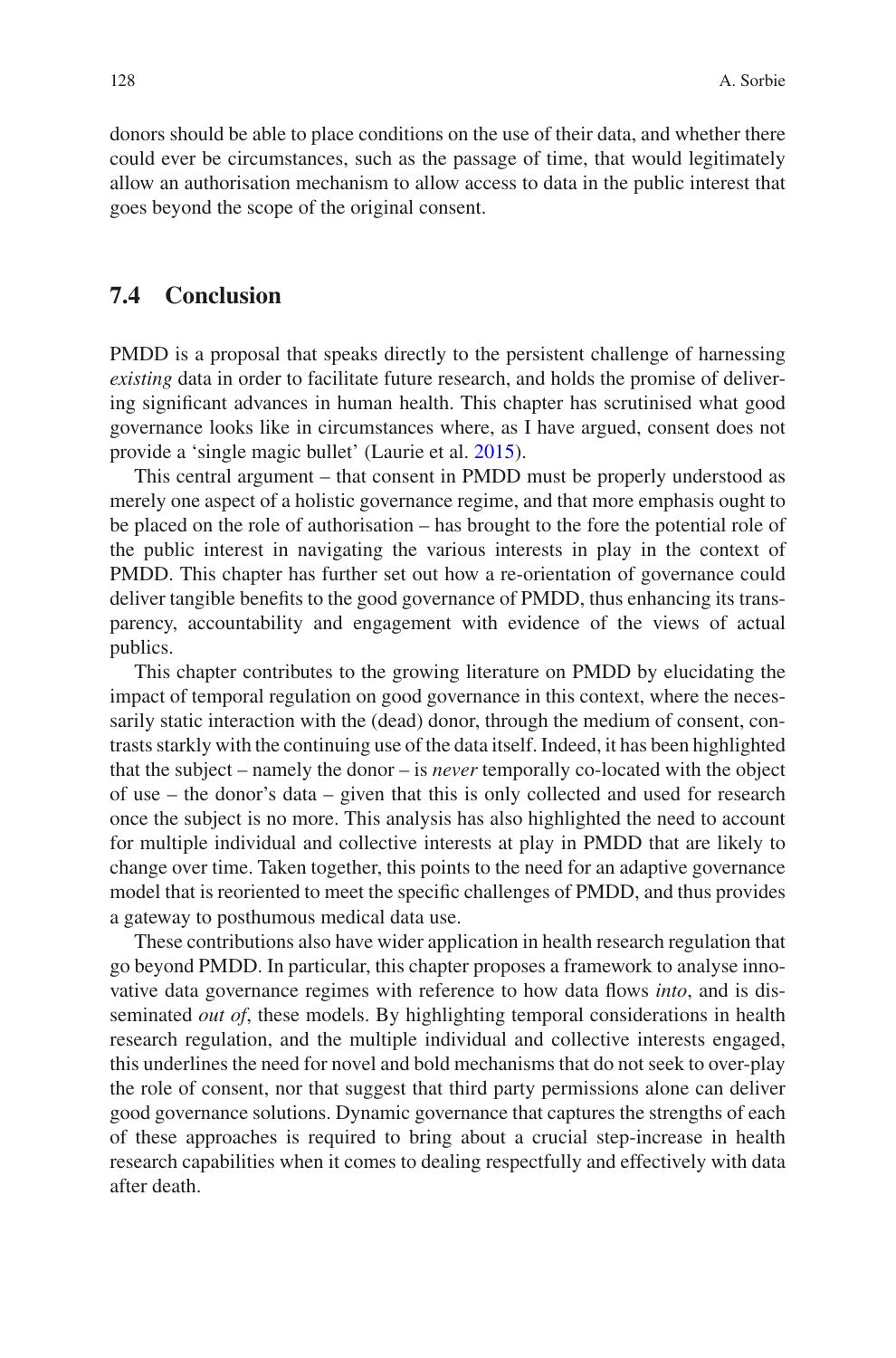donors should be able to place conditions on the use of their data, and whether there could ever be circumstances, such as the passage of time, that would legitimately allow an authorisation mechanism to allow access to data in the public interest that goes beyond the scope of the original consent.

## 7.4 Conclusion

PMDD is a proposal that speaks directly to the persistent challenge of harnessing *existing* data in order to facilitate future research, and holds the promise of delivering significant advances in human health. This chapter has scrutinised what good governance looks like in circumstances where, as I have argued, consent does not provide a 'single magic bullet' (Laurie et al. 2015).

This central argument – that consent in PMDD must be properly understood as merely one aspect of a holistic governance regime, and that more emphasis ought to be placed on the role of authorisation – has brought to the fore the potential role of the public interest in navigating the various interests in play in the context of PMDD. This chapter has further set out how a re-orientation of governance could deliver tangible benefits to the good governance of PMDD, thus enhancing its transparency, accountability and engagement with evidence of the views of actual publics.

This chapter contributes to the growing literature on PMDD by elucidating the impact of temporal regulation on good governance in this context, where the necessarily static interaction with the (dead) donor, through the medium of consent, contrasts starkly with the continuing use of the data itself. Indeed, it has been highlighted that the subject – namely the donor – is *never* temporally co-located with the object of use – the donor's data – given that this is only collected and used for research once the subject is no more. This analysis has also highlighted the need to account for multiple individual and collective interests at play in PMDD that are likely to change over time. Taken together, this points to the need for an adaptive governance model that is reoriented to meet the specific challenges of PMDD, and thus provides a gateway to posthumous medical data use.

These contributions also have wider application in health research regulation that go beyond PMDD. In particular, this chapter proposes a framework to analyse innovative data governance regimes with reference to how data flows *into*, and is disseminated *out of*, these models. By highlighting temporal considerations in health research regulation, and the multiple individual and collective interests engaged, this underlines the need for novel and bold mechanisms that do not seek to over-play the role of consent, nor that suggest that third party permissions alone can deliver good governance solutions. Dynamic governance that captures the strengths of each of these approaches is required to bring about a crucial step-increase in health research capabilities when it comes to dealing respectfully and effectively with data after death.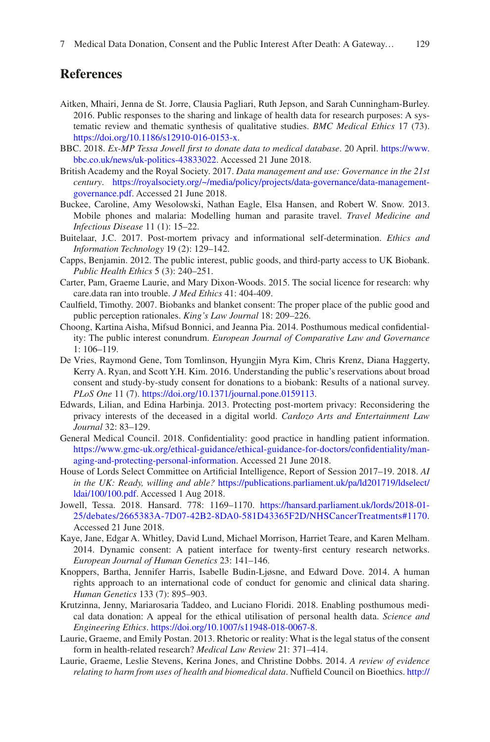## References

Aitken, Mhairi, Jenna de St. Jorre, Clausia Pagliari, Ruth Jepson, and Sarah Cunningham-Burley. 2016. Public responses to the sharing and linkage of health data for research purposes: A systematic review and thematic synthesis of qualitative studies. *BMC Medical Ethics* 17 (73). https://doi.org/10.1186/s12910-016-0153-x.

BBC. 2018. *Ex-MP Tessa Jowell first to donate data to medical database*. 20 April. https://www.bbc.co.uk/news/uk-politics-43833022. Accessed 21 June 2018.

British Academy and the Royal Society. 2017. *Data management and use: Governance in the 21st century*. https://royalsociety.org/~/media/policy/projects/data-governance/data-management-governance.pdf. Accessed 21 June 2018.

Buckee, Caroline, Amy Wesolowski, Nathan Eagle, Elsa Hansen, and Robert W. Snow. 2013. Mobile phones and malaria: Modelling human and parasite travel. *Travel Medicine and Infectious Disease* 11 (1): 15–22.

Buitelaar, J.C. 2017. Post-mortem privacy and informational self-determination. *Ethics and Information Technology* 19 (2): 129–142.

Capps, Benjamin. 2012. The public interest, public goods, and third-party access to UK Biobank. *Public Health Ethics* 5 (3): 240–251.

Carter, Pam, Graeme Laurie, and Mary Dixon-Woods. 2015. The social licence for research: why care.data ran into trouble. *J Med Ethics* 41: 404-409.

Caulfield, Timothy. 2007. Biobanks and blanket consent: The proper place of the public good and public perception rationales. *King's Law Journal* 18: 209–226.

Choong, Kartina Aisha, Mifsud Bonnici, and Jeanna Pia. 2014. Posthumous medical confidentiality: The public interest conundrum. *European Journal of Comparative Law and Governance* 1: 106–119.

De Vries, Raymond Gene, Tom Tomlinson, Hyungjin Myra Kim, Chris Krenz, Diana Haggerty, Kerry A. Ryan, and Scott Y.H. Kim. 2016. Understanding the public's reservations about broad consent and study-by-study consent for donations to a biobank: Results of a national survey. *PLoS One* 11 (7). https://doi.org/10.1371/journal.pone.0159113.

Edwards, Lilian, and Edina Harbinja. 2013. Protecting post-mortem privacy: Reconsidering the privacy interests of the deceased in a digital world. *Cardozo Arts and Entertainment Law Journal* 32: 83–129.

General Medical Council. 2018. Confidentiality: good practice in handling patient information. https://www.gmc-uk.org/ethical-guidance/ethical-guidance-for-doctors/confidentiality/managing-and-protecting-personal-information. Accessed 21 June 2018.

House of Lords Select Committee on Artificial Intelligence, Report of Session 2017–19. 2018. *AI in the UK: Ready, willing and able?* https://publications.parliament.uk/pa/ld201719/ldselect/ldai/100/100.pdf. Accessed 1 Aug 2018.

Jowell, Tessa. 2018. Hansard. 778: 1169–1170. https://hansard.parliament.uk/lords/2018-01-25/debates/2665383A-7D07-42B2-8DA0-581D43365F2D/NHSCancerTreatments#1170. Accessed 21 June 2018.

Kaye, Jane, Edgar A. Whitley, David Lund, Michael Morrison, Harriet Teare, and Karen Melham. 2014. Dynamic consent: A patient interface for twenty-first century research networks. *European Journal of Human Genetics* 23: 141–146.

Knoppers, Bartha, Jennifer Harris, Isabelle Budin-Ljøsne, and Edward Dove. 2014. A human rights approach to an international code of conduct for genomic and clinical data sharing. *Human Genetics* 133 (7): 895–903.

Krutzinna, Jenny, Mariarosaria Taddeo, and Luciano Floridi. 2018. Enabling posthumous medical data donation: A appeal for the ethical utilisation of personal health data. *Science and Engineering Ethics*. https://doi.org/10.1007/s11948-018-0067-8.

Laurie, Graeme, and Emily Postan. 2013. Rhetoric or reality: What is the legal status of the consent form in health-related research? *Medical Law Review* 21: 371–414.

Laurie, Graeme, Leslie Stevens, Kerina Jones, and Christine Dobbs. 2014. *A review of evidence relating to harm from uses of health and biomedical data*. Nuffield Council on Bioethics. http://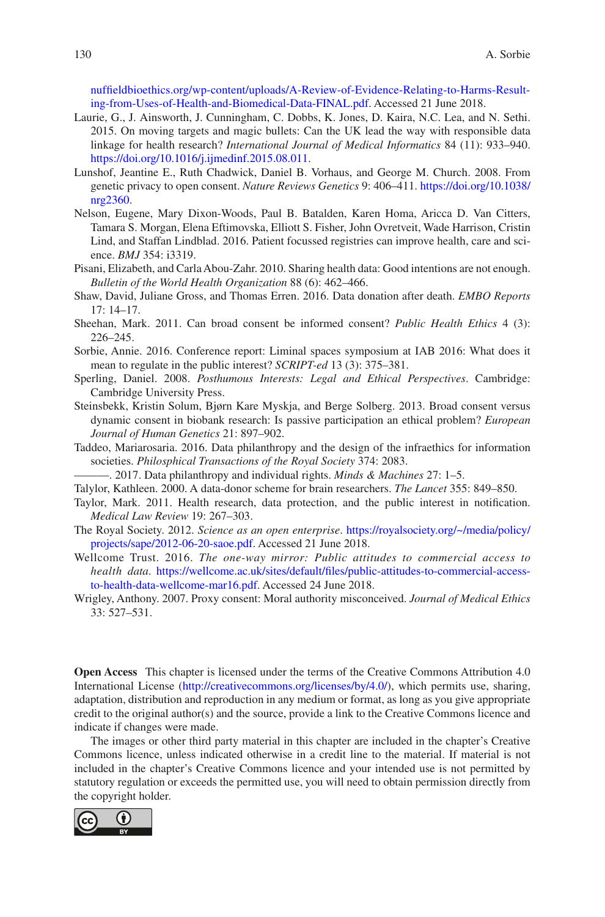nuffieldbioethics.org/wp-content/uploads/A-Review-of-Evidence-Relating-to-Harms-Resulting-from-Uses-of-Health-and-Biomedical-Data-FINAL.pdf. Accessed 21 June 2018.

Laurie, G., J. Ainsworth, J. Cunningham, C. Dobbs, K. Jones, D. Kaira, N.C. Lea, and N. Sethi. 2015. On moving targets and magic bullets: Can the UK lead the way with responsible data linkage for health research? *International Journal of Medical Informatics* 84 (11): 933–940. https://doi.org/10.1016/j.ijmedinf.2015.08.011.

Lunshof, Jeantine E., Ruth Chadwick, Daniel B. Vorhaus, and George M. Church. 2008. From genetic privacy to open consent. *Nature Reviews Genetics* 9: 406–411. https://doi.org/10.1038/nrg2360.

Nelson, Eugene, Mary Dixon-Woods, Paul B. Batalden, Karen Homa, Aricca D. Van Citters, Tamara S. Morgan, Elena Eftimovska, Elliott S. Fisher, John Ovretveit, Wade Harrison, Cristin Lind, and Staffan Lindblad. 2016. Patient focussed registries can improve health, care and science. *BMJ* 354: i3319.

Pisani, Elizabeth, and Carla Abou-Zahr. 2010. Sharing health data: Good intentions are not enough. *Bulletin of the World Health Organization* 88 (6): 462–466.

Shaw, David, Juliane Gross, and Thomas Erren. 2016. Data donation after death. *EMBO Reports* 17: 14–17.

Sheehan, Mark. 2011. Can broad consent be informed consent? *Public Health Ethics* 4 (3): 226–245.

Sorbie, Annie. 2016. Conference report: Liminal spaces symposium at IAB 2016: What does it mean to regulate in the public interest? *SCRIPT-ed* 13 (3): 375–381.

Sperling, Daniel. 2008. *Posthumous Interests: Legal and Ethical Perspectives*. Cambridge: Cambridge University Press.

Steinsbekk, Kristin Solum, Bjørn Kare Myskja, and Berge Solberg. 2013. Broad consent versus dynamic consent in biobank research: Is passive participation an ethical problem? *European Journal of Human Genetics* 21: 897–902.

Taddeo, Mariarosaria. 2016. Data philanthropy and the design of the infraethics for information societies. *Philosphical Transactions of the Royal Society* 374: 2083.

———. 2017. Data philanthropy and individual rights. *Minds & Machines* 27: 1–5.

Talylor, Kathleen. 2000. A data-donor scheme for brain researchers. *The Lancet* 355: 849–850.

Taylor, Mark. 2011. Health research, data protection, and the public interest in notification. *Medical Law Review* 19: 267–303.

The Royal Society. 2012. *Science as an open enterprise*. https://royalsociety.org/~/media/policy/projects/sape/2012-06-20-saoe.pdf. Accessed 21 June 2018.

Wellcome Trust. 2016. *The one-way mirror: Public attitudes to commercial access to health data*. https://wellcome.ac.uk/sites/default/files/public-attitudes-to-commercial-access-to-health-data-wellcome-mar16.pdf. Accessed 24 June 2018.

Wrigley, Anthony. 2007. Proxy consent: Moral authority misconceived. *Journal of Medical Ethics* 33: 527–531.

**Open Access** This chapter is licensed under the terms of the Creative Commons Attribution 4.0 International License (http://creativecommons.org/licenses/by/4.0/), which permits use, sharing, adaptation, distribution and reproduction in any medium or format, as long as you give appropriate credit to the original author(s) and the source, provide a link to the Creative Commons licence and indicate if changes were made.

The images or other third party material in this chapter are included in the chapter's Creative Commons licence, unless indicated otherwise in a credit line to the material. If material is not included in the chapter's Creative Commons licence and your intended use is not permitted by statutory regulation or exceeds the permitted use, you will need to obtain permission directly from the copyright holder.